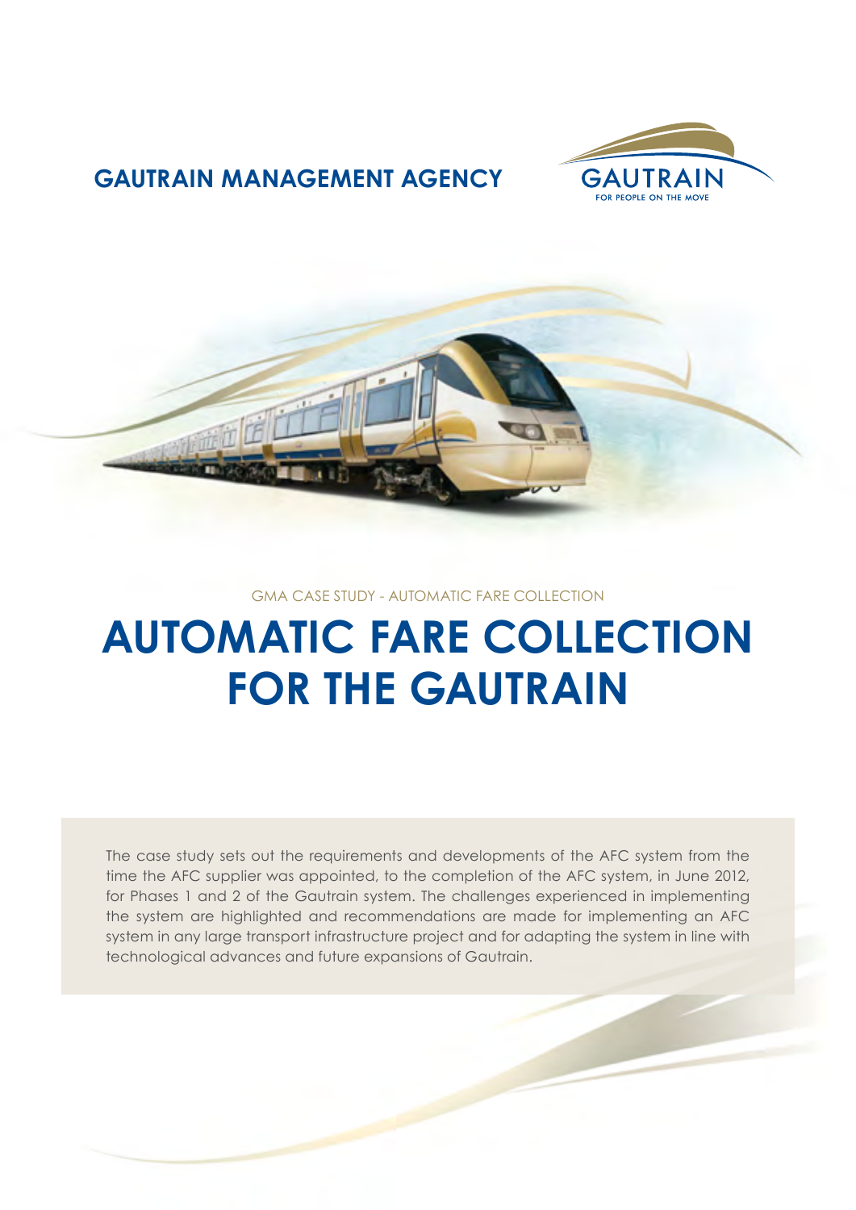**GAUTRAIN MANAGEMENT AGENCY**

GAUTRAIN
FOR PEOPLE ON THE MOVE

GMA CASE STUDY - AUTOMATIC FARE COLLECTION

# AUTOMATIC FARE COLLECTION FOR THE GAUTRAIN

The case study sets out the requirements and developments of the AFC system from the time the AFC supplier was appointed, to the completion of the AFC system, in June 2012, for Phases 1 and 2 of the Gautrain system. The challenges experienced in implementing the system are highlighted and recommendations are made for implementing an AFC system in any large transport infrastructure project and for adapting the system in line with technological advances and future expansions of Gautrain.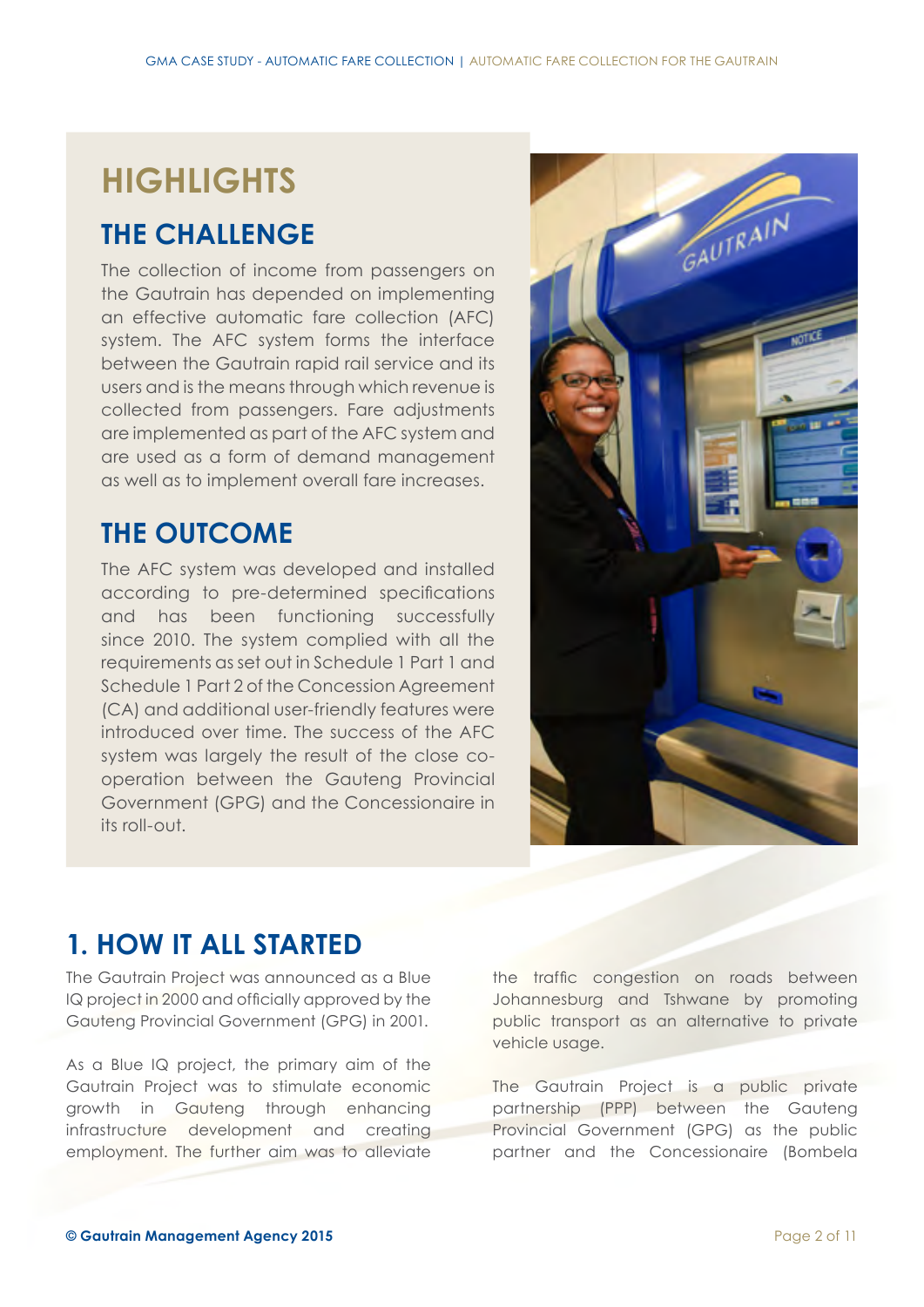# HIGHLIGHTS

## THE CHALLENGE

The collection of income from passengers on the Gautrain has depended on implementing an effective automatic fare collection (AFC) system. The AFC system forms the interface between the Gautrain rapid rail service and its users and is the means through which revenue is collected from passengers. Fare adjustments are implemented as part of the AFC system and are used as a form of demand management as well as to implement overall fare increases.

## THE OUTCOME

The AFC system was developed and installed according to pre-determined specifications and has been functioning successfully since 2010. The system complied with all the requirements as set out in Schedule 1 Part 1 and Schedule 1 Part 2 of the Concession Agreement (CA) and additional user-friendly features were introduced over time. The success of the AFC system was largely the result of the close co-operation between the Gauteng Provincial Government (GPG) and the Concessionaire in its roll-out.

# 1. HOW IT ALL STARTED

The Gautrain Project was announced as a Blue IQ project in 2000 and officially approved by the Gauteng Provincial Government (GPG) in 2001.

As a Blue IQ project, the primary aim of the Gautrain Project was to stimulate economic growth in Gauteng through enhancing infrastructure development and creating employment. The further aim was to alleviate the traffic congestion on roads between Johannesburg and Tshwane by promoting public transport as an alternative to private vehicle usage.

The Gautrain Project is a public private partnership (PPP) between the Gauteng Provincial Government (GPG) as the public partner and the Concessionaire (Bombela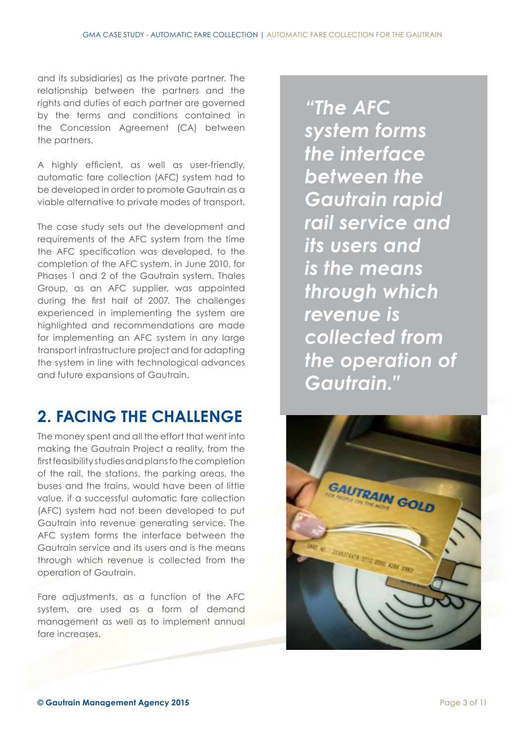and its subsidiaries) as the private partner. The relationship between the partners and the rights and duties of each partner are governed by the terms and conditions contained in the Concession Agreement (CA) between the partners.

A highly efficient, as well as user-friendly, automatic fare collection (AFC) system had to be developed in order to promote Gautrain as a viable alternative to private modes of transport.

The case study sets out the development and requirements of the AFC system from the time the AFC specification was developed, to the completion of the AFC system, in June 2010, for Phases 1 and 2 of the Gautrain system. Thales Group, as an AFC supplier, was appointed during the first half of 2007. The challenges experienced in implementing the system are highlighted and recommendations are made for implementing an AFC system in any large transport infrastructure project and for adapting the system in line with technological advances and future expansions of Gautrain.

## 2. FACING THE CHALLENGE

The money spent and all the effort that went into making the Gautrain Project a reality, from the first feasibility studies and plans to the completion of the rail, the stations, the parking areas, the buses and the trains, would have been of little value, if a successful automatic fare collection (AFC) system had not been developed to put Gautrain into revenue generating service. The AFC system forms the interface between the Gautrain service and its users and is the means through which revenue is collected from the operation of Gautrain.

Fare adjustments, as a function of the AFC system, are used as a form of demand management as well as to implement annual fare increases.

> ***"The AFC system forms the interface between the Gautrain rapid rail service and its users and is the means through which revenue is collected from the operation of Gautrain."***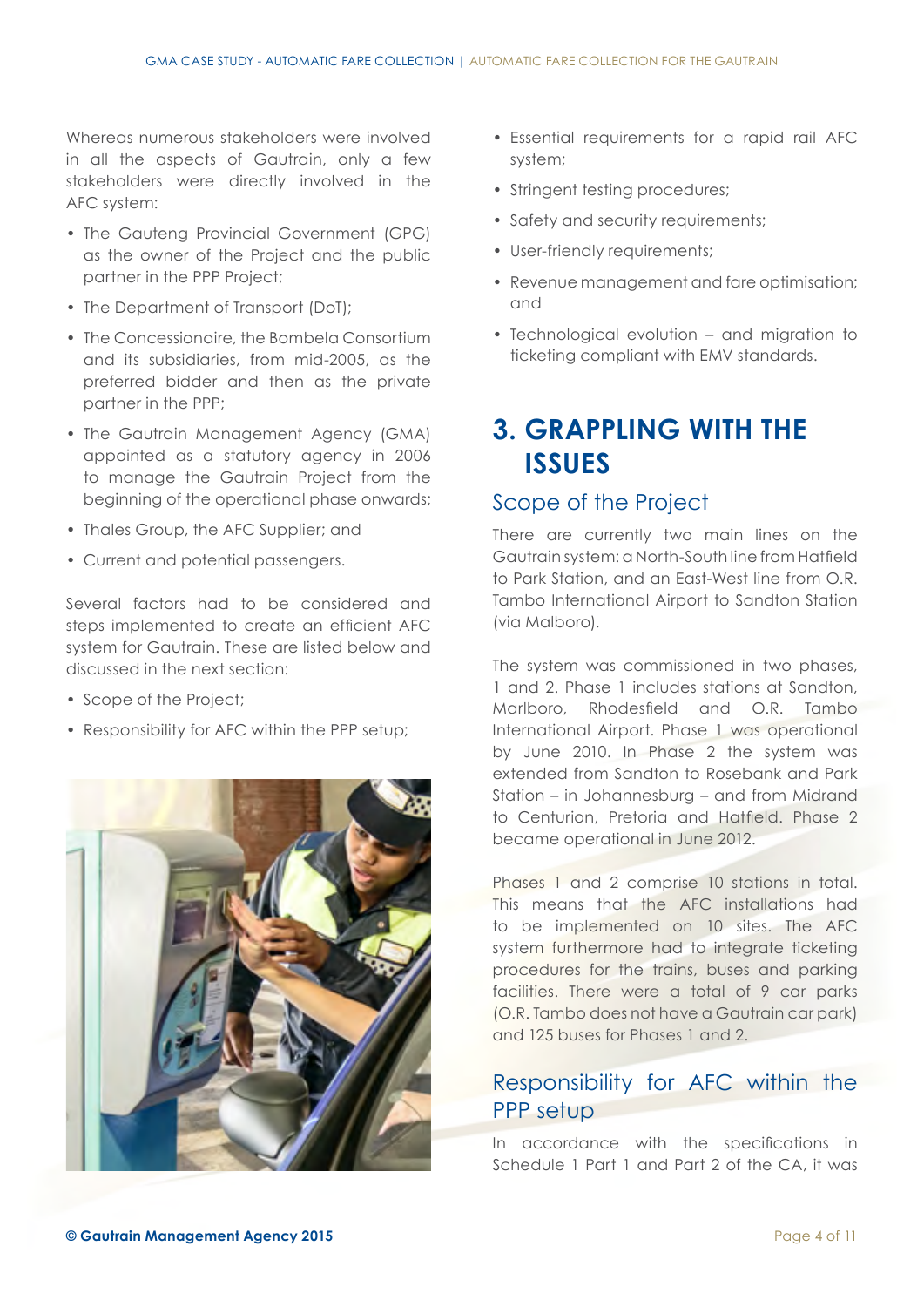Whereas numerous stakeholders were involved in all the aspects of Gautrain, only a few stakeholders were directly involved in the AFC system:

- The Gauteng Provincial Government (GPG) as the owner of the Project and the public partner in the PPP Project;
- The Department of Transport (DoT);
- The Concessionaire, the Bombela Consortium and its subsidiaries, from mid-2005, as the preferred bidder and then as the private partner in the PPP;
- The Gautrain Management Agency (GMA) appointed as a statutory agency in 2006 to manage the Gautrain Project from the beginning of the operational phase onwards;
- Thales Group, the AFC Supplier; and
- Current and potential passengers.

Several factors had to be considered and steps implemented to create an efficient AFC system for Gautrain. These are listed below and discussed in the next section:

- Scope of the Project;
- Responsibility for AFC within the PPP setup;
- Essential requirements for a rapid rail AFC system;
- Stringent testing procedures;
- Safety and security requirements;
- User-friendly requirements;
- Revenue management and fare optimisation; and
- Technological evolution – and migration to ticketing compliant with EMV standards.

# 3. GRAPPLING WITH THE ISSUES

## Scope of the Project

There are currently two main lines on the Gautrain system: a North-South line from Hatfield to Park Station, and an East-West line from O.R. Tambo International Airport to Sandton Station (via Malboro).

The system was commissioned in two phases, 1 and 2. Phase 1 includes stations at Sandton, Marlboro, Rhodesfield and O.R. Tambo International Airport. Phase 1 was operational by June 2010. In Phase 2 the system was extended from Sandton to Rosebank and Park Station – in Johannesburg – and from Midrand to Centurion, Pretoria and Hatfield. Phase 2 became operational in June 2012.

Phases 1 and 2 comprise 10 stations in total. This means that the AFC installations had to be implemented on 10 sites. The AFC system furthermore had to integrate ticketing procedures for the trains, buses and parking facilities. There were a total of 9 car parks (O.R. Tambo does not have a Gautrain car park) and 125 buses for Phases 1 and 2.

## Responsibility for AFC within the PPP setup

In accordance with the specifications in Schedule 1 Part 1 and Part 2 of the CA, it was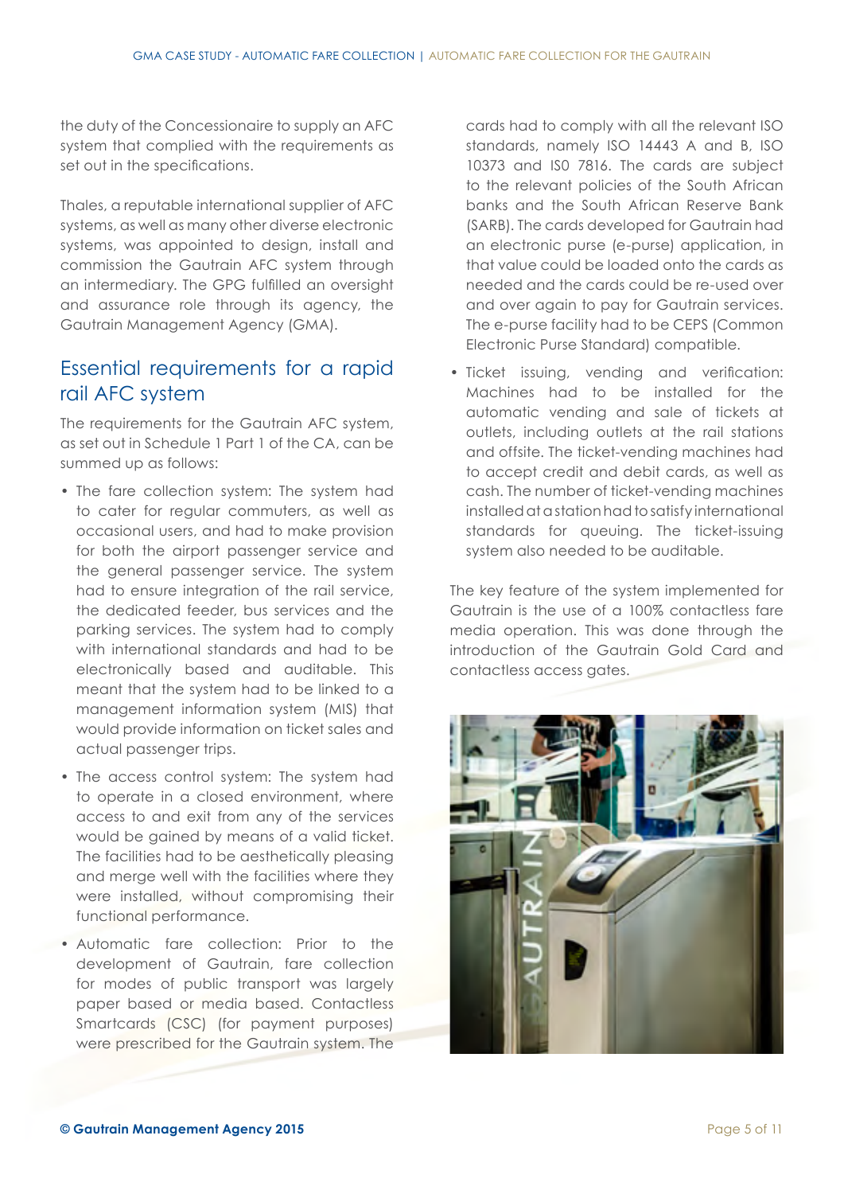the duty of the Concessionaire to supply an AFC system that complied with the requirements as set out in the specifications.

Thales, a reputable international supplier of AFC systems, as well as many other diverse electronic systems, was appointed to design, install and commission the Gautrain AFC system through an intermediary. The GPG fulfilled an oversight and assurance role through its agency, the Gautrain Management Agency (GMA).

## Essential requirements for a rapid rail AFC system

The requirements for the Gautrain AFC system, as set out in Schedule 1 Part 1 of the CA, can be summed up as follows:

- The fare collection system: The system had to cater for regular commuters, as well as occasional users, and had to make provision for both the airport passenger service and the general passenger service. The system had to ensure integration of the rail service, the dedicated feeder, bus services and the parking services. The system had to comply with international standards and had to be electronically based and auditable. This meant that the system had to be linked to a management information system (MIS) that would provide information on ticket sales and actual passenger trips.
- The access control system: The system had to operate in a closed environment, where access to and exit from any of the services would be gained by means of a valid ticket. The facilities had to be aesthetically pleasing and merge well with the facilities where they were installed, without compromising their functional performance.
- Automatic fare collection: Prior to the development of Gautrain, fare collection for modes of public transport was largely paper based or media based. Contactless Smartcards (CSC) (for payment purposes) were prescribed for the Gautrain system. The cards had to comply with all the relevant ISO standards, namely ISO 14443 A and B, ISO 10373 and IS0 7816. The cards are subject to the relevant policies of the South African banks and the South African Reserve Bank (SARB). The cards developed for Gautrain had an electronic purse (e-purse) application, in that value could be loaded onto the cards as needed and the cards could be re-used over and over again to pay for Gautrain services. The e-purse facility had to be CEPS (Common Electronic Purse Standard) compatible.
- Ticket issuing, vending and verification: Machines had to be installed for the automatic vending and sale of tickets at outlets, including outlets at the rail stations and offsite. The ticket-vending machines had to accept credit and debit cards, as well as cash. The number of ticket-vending machines installed at a station had to satisfy international standards for queuing. The ticket-issuing system also needed to be auditable.

The key feature of the system implemented for Gautrain is the use of a 100% contactless fare media operation. This was done through the introduction of the Gautrain Gold Card and contactless access gates.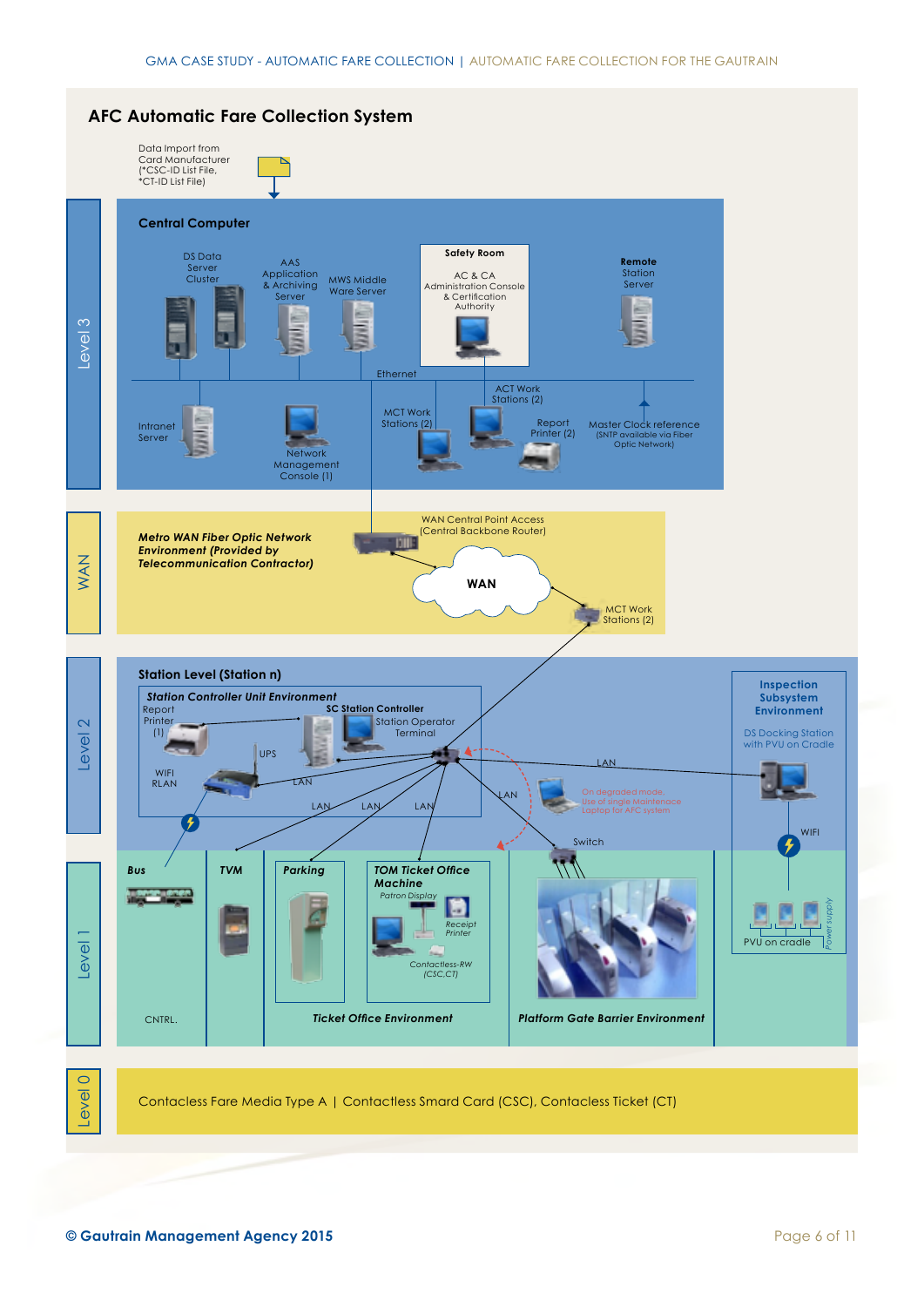## AFC Automatic Fare Collection System

Data Import from Card Manufacturer (*CSC-ID List File, *CT-ID List File)

**Level 3**

**Central Computer**

DS Data Server Cluster

AAS Application & Archiving Server

MWS Middle Ware Server

**Safety Room**

AC & CA Administration Console & Certification Authority

**Remote** Station Server

Ethernet

Intranet Server

Network Management Console (1)

MCT Work Stations (2)

ACT Work Stations (2)

Report Printer (2)

Master Clock reference (SNTP available via Fiber Optic Network)

**WAN**

***Metro WAN Fiber Optic Network Environment (Provided by Telecommunication Contractor)***

WAN Central Point Access (Central Backbone Router)

WAN

MCT Work Stations (2)

**Level 2**

**Station Level (Station n)**

***Station Controller Unit Environment***

Report Printer (1)

**SC Station Controller**

Station Operator Terminal

UPS

WIFI RLAN

LAN

**Inspection Subsystem Environment**

DS Docking Station with PVU on Cradle

On degraded mode, Use of single Maintenance Laptop for AFC system

WIFI

Switch

**Level 1**

***Bus***

***TVM***

***Parking***

***TOM Ticket Office Machine***

*Patron Display*

*Receipt Printer*

*Contactless-RW (CSC,CT)*

CNTRL.

***Ticket Office Environment***

***Platform Gate Barrier Environment***

PVU on cradle

*Power supply*

**Level 0**

Contacless Fare Media Type A | Contactless Smard Card (CSC), Contacless Ticket (CT)

**© Gautrain Management Agency 2015**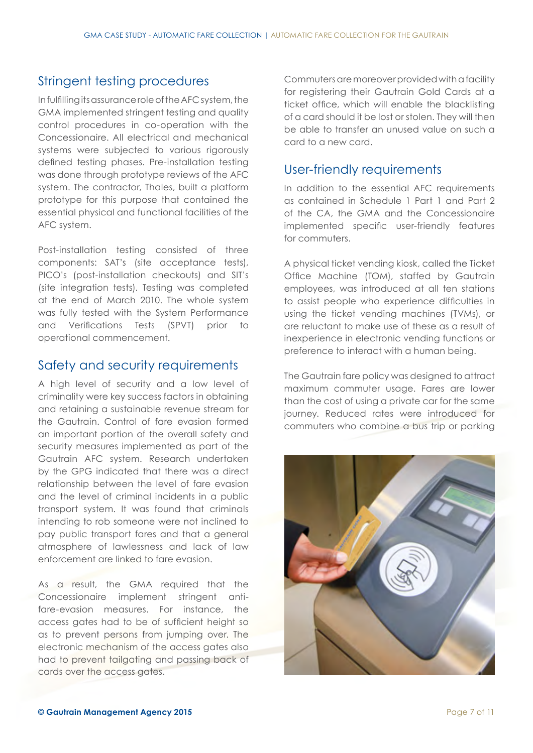## Stringent testing procedures

In fulfilling its assurance role of the AFC system, the GMA implemented stringent testing and quality control procedures in co-operation with the Concessionaire. All electrical and mechanical systems were subjected to various rigorously defined testing phases. Pre-installation testing was done through prototype reviews of the AFC system. The contractor, Thales, built a platform prototype for this purpose that contained the essential physical and functional facilities of the AFC system.

Post-installation testing consisted of three components: SAT's (site acceptance tests), PICO's (post-installation checkouts) and SIT's (site integration tests). Testing was completed at the end of March 2010. The whole system was fully tested with the System Performance and Verifications Tests (SPVT) prior to operational commencement.

## Safety and security requirements

A high level of security and a low level of criminality were key success factors in obtaining and retaining a sustainable revenue stream for the Gautrain. Control of fare evasion formed an important portion of the overall safety and security measures implemented as part of the Gautrain AFC system. Research undertaken by the GPG indicated that there was a direct relationship between the level of fare evasion and the level of criminal incidents in a public transport system. It was found that criminals intending to rob someone were not inclined to pay public transport fares and that a general atmosphere of lawlessness and lack of law enforcement are linked to fare evasion.

As a result, the GMA required that the Concessionaire implement stringent anti-fare-evasion measures. For instance, the access gates had to be of sufficient height so as to prevent persons from jumping over. The electronic mechanism of the access gates also had to prevent tailgating and passing back of cards over the access gates.

Commuters are moreover provided with a facility for registering their Gautrain Gold Cards at a ticket office, which will enable the blacklisting of a card should it be lost or stolen. They will then be able to transfer an unused value on such a card to a new card.

## User-friendly requirements

In addition to the essential AFC requirements as contained in Schedule 1 Part 1 and Part 2 of the CA, the GMA and the Concessionaire implemented specific user-friendly features for commuters.

A physical ticket vending kiosk, called the Ticket Office Machine (TOM), staffed by Gautrain employees, was introduced at all ten stations to assist people who experience difficulties in using the ticket vending machines (TVMs), or are reluctant to make use of these as a result of inexperience in electronic vending functions or preference to interact with a human being.

The Gautrain fare policy was designed to attract maximum commuter usage. Fares are lower than the cost of using a private car for the same journey. Reduced rates were introduced for commuters who combine a bus trip or parking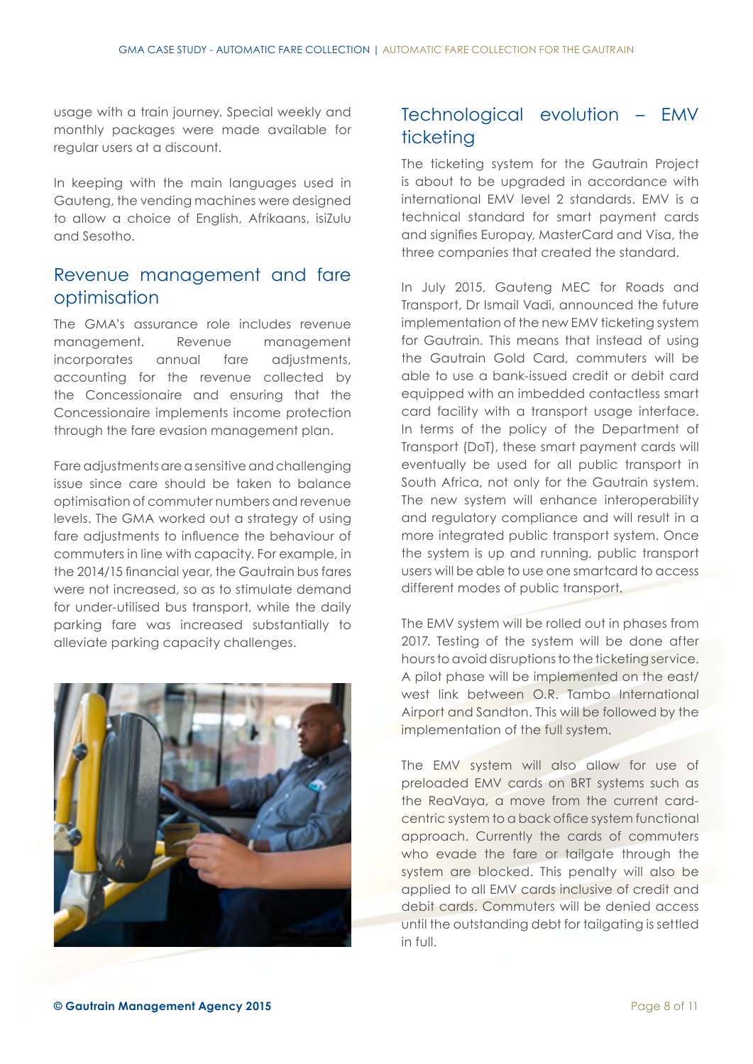usage with a train journey. Special weekly and monthly packages were made available for regular users at a discount.

In keeping with the main languages used in Gauteng, the vending machines were designed to allow a choice of English, Afrikaans, isiZulu and Sesotho.

## Revenue management and fare optimisation

The GMA's assurance role includes revenue management. Revenue management incorporates annual fare adjustments, accounting for the revenue collected by the Concessionaire and ensuring that the Concessionaire implements income protection through the fare evasion management plan.

Fare adjustments are a sensitive and challenging issue since care should be taken to balance optimisation of commuter numbers and revenue levels. The GMA worked out a strategy of using fare adjustments to influence the behaviour of commuters in line with capacity. For example, in the 2014/15 financial year, the Gautrain bus fares were not increased, so as to stimulate demand for under-utilised bus transport, while the daily parking fare was increased substantially to alleviate parking capacity challenges.

## Technological evolution – EMV ticketing

The ticketing system for the Gautrain Project is about to be upgraded in accordance with international EMV level 2 standards. EMV is a technical standard for smart payment cards and signifies Europay, MasterCard and Visa, the three companies that created the standard.

In July 2015, Gauteng MEC for Roads and Transport, Dr Ismail Vadi, announced the future implementation of the new EMV ticketing system for Gautrain. This means that instead of using the Gautrain Gold Card, commuters will be able to use a bank-issued credit or debit card equipped with an imbedded contactless smart card facility with a transport usage interface. In terms of the policy of the Department of Transport (DoT), these smart payment cards will eventually be used for all public transport in South Africa, not only for the Gautrain system. The new system will enhance interoperability and regulatory compliance and will result in a more integrated public transport system. Once the system is up and running, public transport users will be able to use one smartcard to access different modes of public transport.

The EMV system will be rolled out in phases from 2017. Testing of the system will be done after hours to avoid disruptions to the ticketing service. A pilot phase will be implemented on the east/west link between O.R. Tambo International Airport and Sandton. This will be followed by the implementation of the full system.

The EMV system will also allow for use of preloaded EMV cards on BRT systems such as the ReaVaya, a move from the current card-centric system to a back office system functional approach. Currently the cards of commuters who evade the fare or tailgate through the system are blocked. This penalty will also be applied to all EMV cards inclusive of credit and debit cards. Commuters will be denied access until the outstanding debt for tailgating is settled in full.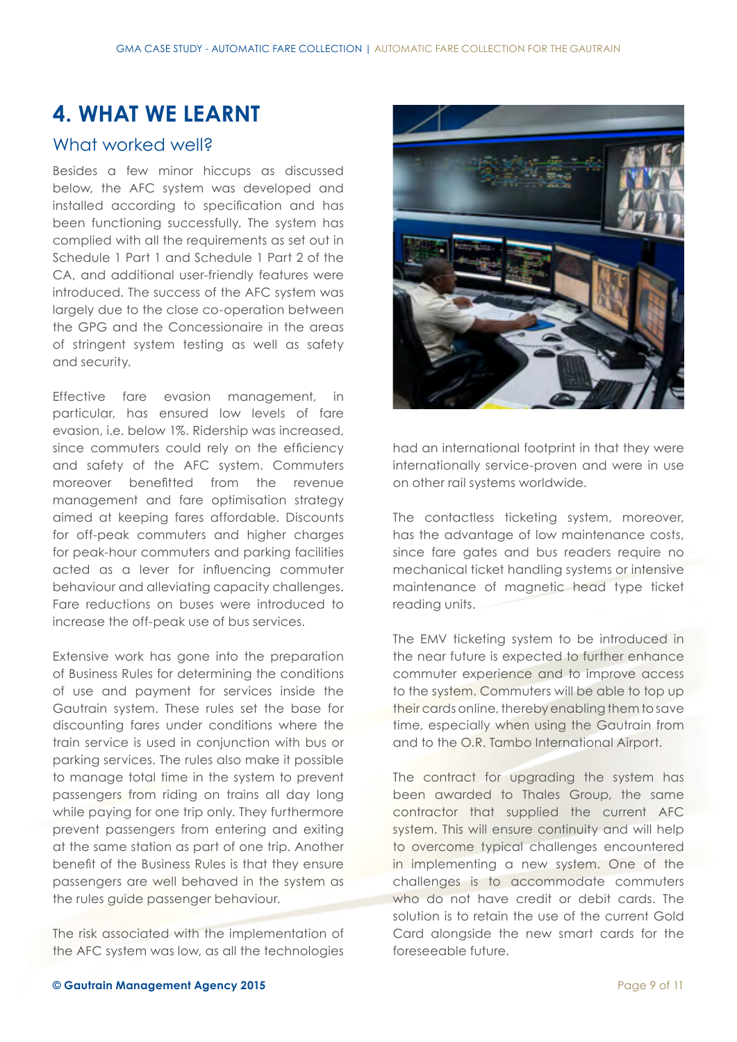## 4. WHAT WE LEARNT

### What worked well?

Besides a few minor hiccups as discussed below, the AFC system was developed and installed according to specification and has been functioning successfully. The system has complied with all the requirements as set out in Schedule 1 Part 1 and Schedule 1 Part 2 of the CA, and additional user-friendly features were introduced. The success of the AFC system was largely due to the close co-operation between the GPG and the Concessionaire in the areas of stringent system testing as well as safety and security.

Effective fare evasion management, in particular, has ensured low levels of fare evasion, i.e. below 1%. Ridership was increased, since commuters could rely on the efficiency and safety of the AFC system. Commuters moreover benefitted from the revenue management and fare optimisation strategy aimed at keeping fares affordable. Discounts for off-peak commuters and higher charges for peak-hour commuters and parking facilities acted as a lever for influencing commuter behaviour and alleviating capacity challenges. Fare reductions on buses were introduced to increase the off-peak use of bus services.

Extensive work has gone into the preparation of Business Rules for determining the conditions of use and payment for services inside the Gautrain system. These rules set the base for discounting fares under conditions where the train service is used in conjunction with bus or parking services. The rules also make it possible to manage total time in the system to prevent passengers from riding on trains all day long while paying for one trip only. They furthermore prevent passengers from entering and exiting at the same station as part of one trip. Another benefit of the Business Rules is that they ensure passengers are well behaved in the system as the rules guide passenger behaviour.

The risk associated with the implementation of the AFC system was low, as all the technologies had an international footprint in that they were internationally service-proven and were in use on other rail systems worldwide.

The contactless ticketing system, moreover, has the advantage of low maintenance costs, since fare gates and bus readers require no mechanical ticket handling systems or intensive maintenance of magnetic head type ticket reading units.

The EMV ticketing system to be introduced in the near future is expected to further enhance commuter experience and to improve access to the system. Commuters will be able to top up their cards online, thereby enabling them to save time, especially when using the Gautrain from and to the O.R. Tambo International Airport.

The contract for upgrading the system has been awarded to Thales Group, the same contractor that supplied the current AFC system. This will ensure continuity and will help to overcome typical challenges encountered in implementing a new system. One of the challenges is to accommodate commuters who do not have credit or debit cards. The solution is to retain the use of the current Gold Card alongside the new smart cards for the foreseeable future.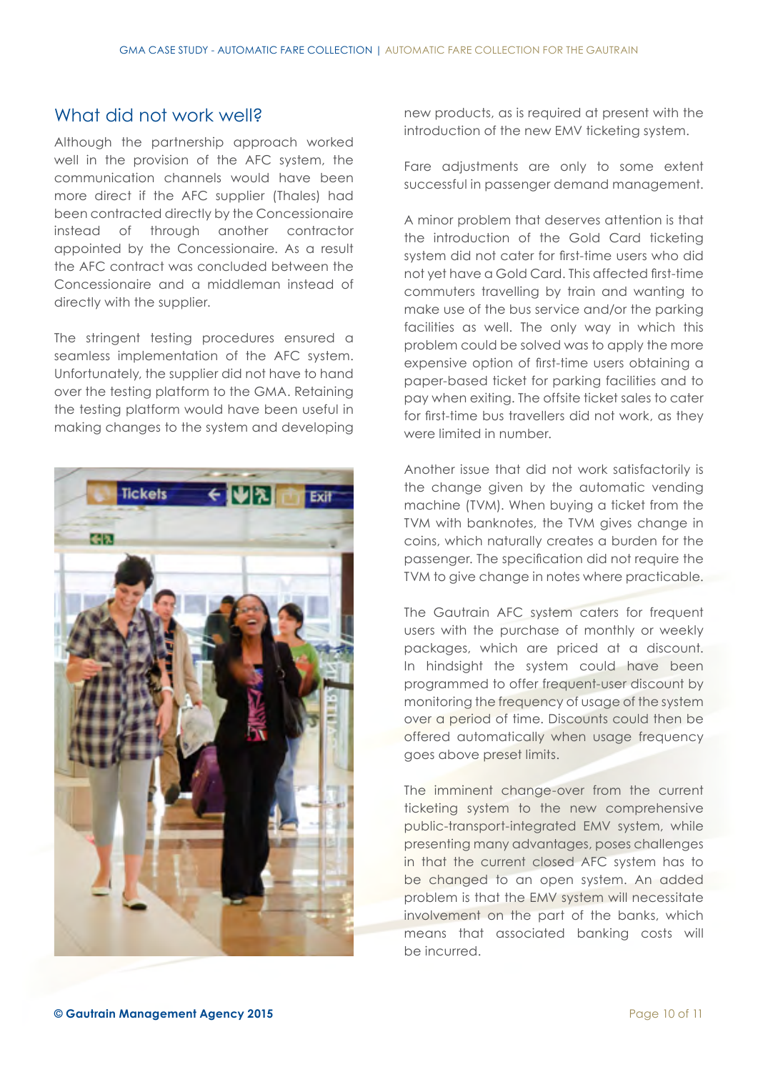## What did not work well?

Although the partnership approach worked well in the provision of the AFC system, the communication channels would have been more direct if the AFC supplier (Thales) had been contracted directly by the Concessionaire instead of through another contractor appointed by the Concessionaire. As a result the AFC contract was concluded between the Concessionaire and a middleman instead of directly with the supplier.

The stringent testing procedures ensured a seamless implementation of the AFC system. Unfortunately, the supplier did not have to hand over the testing platform to the GMA. Retaining the testing platform would have been useful in making changes to the system and developing new products, as is required at present with the introduction of the new EMV ticketing system.

Fare adjustments are only to some extent successful in passenger demand management.

A minor problem that deserves attention is that the introduction of the Gold Card ticketing system did not cater for first-time users who did not yet have a Gold Card. This affected first-time commuters travelling by train and wanting to make use of the bus service and/or the parking facilities as well. The only way in which this problem could be solved was to apply the more expensive option of first-time users obtaining a paper-based ticket for parking facilities and to pay when exiting. The offsite ticket sales to cater for first-time bus travellers did not work, as they were limited in number.

Another issue that did not work satisfactorily is the change given by the automatic vending machine (TVM). When buying a ticket from the TVM with banknotes, the TVM gives change in coins, which naturally creates a burden for the passenger. The specification did not require the TVM to give change in notes where practicable.

The Gautrain AFC system caters for frequent users with the purchase of monthly or weekly packages, which are priced at a discount. In hindsight the system could have been programmed to offer frequent-user discount by monitoring the frequency of usage of the system over a period of time. Discounts could then be offered automatically when usage frequency goes above preset limits.

The imminent change-over from the current ticketing system to the new comprehensive public-transport-integrated EMV system, while presenting many advantages, poses challenges in that the current closed AFC system has to be changed to an open system. An added problem is that the EMV system will necessitate involvement on the part of the banks, which means that associated banking costs will be incurred.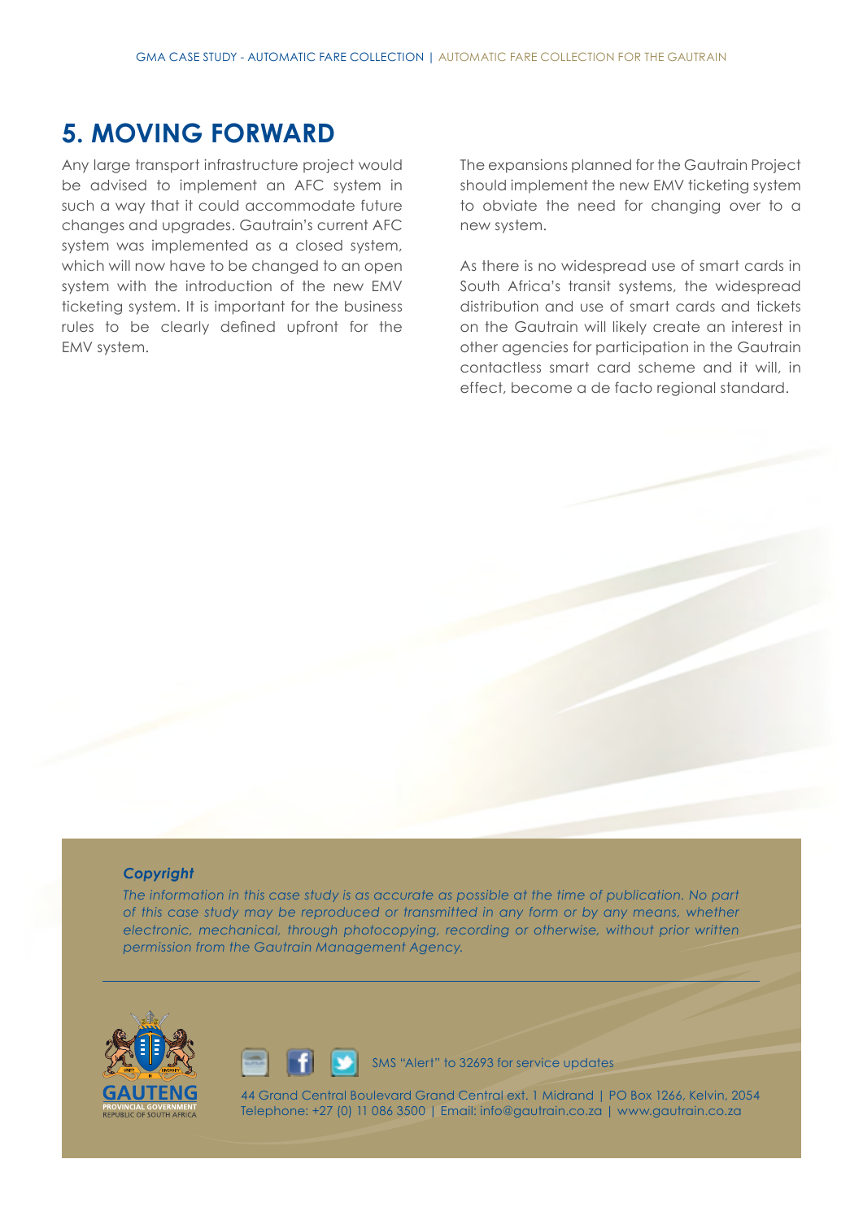## 5. MOVING FORWARD

Any large transport infrastructure project would be advised to implement an AFC system in such a way that it could accommodate future changes and upgrades. Gautrain's current AFC system was implemented as a closed system, which will now have to be changed to an open system with the introduction of the new EMV ticketing system. It is important for the business rules to be clearly defined upfront for the EMV system.

The expansions planned for the Gautrain Project should implement the new EMV ticketing system to obviate the need for changing over to a new system.

As there is no widespread use of smart cards in South Africa's transit systems, the widespread distribution and use of smart cards and tickets on the Gautrain will likely create an interest in other agencies for participation in the Gautrain contactless smart card scheme and it will, in effect, become a de facto regional standard.

***Copyright***

*The information in this case study is as accurate as possible at the time of publication. No part of this case study may be reproduced or transmitted in any form or by any means, whether electronic, mechanical, through photocopying, recording or otherwise, without prior written permission from the Gautrain Management Agency.*

GAUTENG PROVINCIAL GOVERNMENT
REPUBLIC OF SOUTH AFRICA

SMS "Alert" to 32693 for service updates

44 Grand Central Boulevard Grand Central ext. 1 Midrand | PO Box 1266, Kelvin, 2054
Telephone: +27 (0) 11 086 3500 | Email: info@gautrain.co.za | www.gautrain.co.za